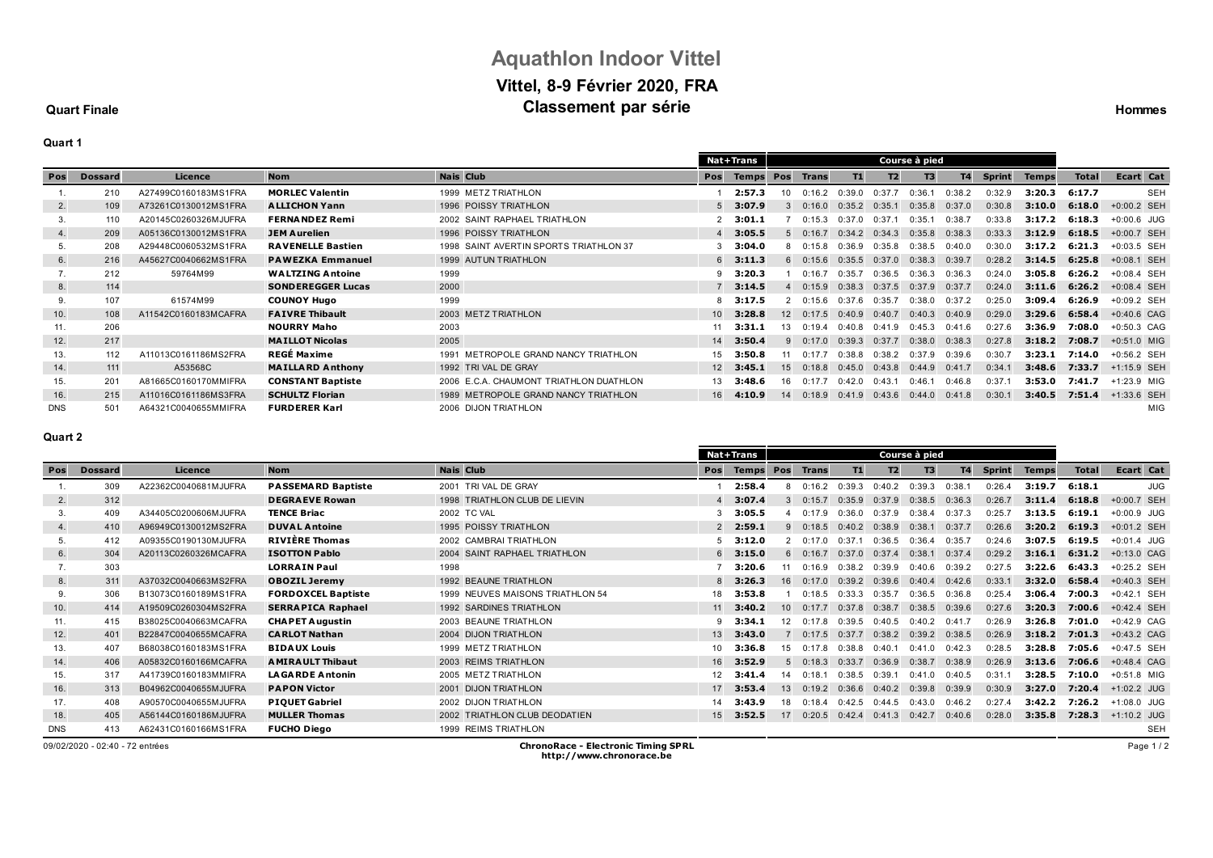# Aquathlon Indoor Vittel

## Vittel, 8-9 Février 2020, FRA

## Classement par série

**Quart Finale** **Hommes**

### Quart 1

| | | | | | | Nat+Trans | | Course à pied | | | | | | | | | | |
|---|---|---|---|---|---|---|---|---|---|---|---|---|---|---|---|---|---|---|
| Pos | Dossard | Licence | Nom | Nais | Club | Pos | Temps | Pos | Trans | T1 | T2 | T3 | T4 | Sprint | Temps | Total | Ecart | Cat |
| 1. | 210 | A27499C0160183MS1FRA | **MORLEC Valentin** | 1999 | METZ TRIATHLON | 1 | **2:57.3** | 10 | 0:16.2 | 0:39.0 | 0:37.7 | 0:36.1 | 0:38.2 | 0:32.9 | **3:20.3** | **6:17.7** | | SEH |
| 2. | 109 | A73261C0130012MS1FRA | **ALLICHON Yann** | 1996 | POISSY TRIATHLON | 5 | **3:07.9** | 3 | 0:16.0 | 0:35.2 | 0:35.1 | 0:35.8 | 0:37.0 | 0:30.8 | **3:10.0** | **6:18.0** | +0:00.2 | SEH |
| 3. | 110 | A20145C0260326MJUFRA | **FERNANDEZ Remi** | 2002 | SAINT RAPHAEL TRIATHLON | 2 | **3:01.1** | 7 | 0:15.3 | 0:37.0 | 0:37.1 | 0:35.1 | 0:38.7 | 0:33.8 | **3:17.2** | **6:18.3** | +0:00.6 | JUG |
| 4. | 209 | A05136C0130012MS1FRA | **JEM Aurelien** | 1996 | POISSY TRIATHLON | 4 | **3:05.5** | 5 | 0:16.7 | 0:34.2 | 0:34.3 | 0:35.8 | 0:38.3 | 0:33.3 | **3:12.9** | **6:18.5** | +0:00.7 | SEH |
| 5. | 208 | A29448C0060532MS1FRA | **RAVENELLE Bastien** | 1998 | SAINT AVERTIN SPORTS TRIATHLON 37 | 3 | **3:04.0** | 8 | 0:15.8 | 0:36.9 | 0:35.8 | 0:38.5 | 0:40.0 | 0:30.0 | **3:17.2** | **6:21.3** | +0:03.5 | SEH |
| 6. | 216 | A45627C0040662MS1FRA | **PAWEZKA Emmanuel** | 1999 | AUTUN TRIATHLON | 6 | **3:11.3** | 6 | 0:15.6 | 0:35.5 | 0:37.0 | 0:38.3 | 0:39.7 | 0:28.2 | **3:14.5** | **6:25.8** | +0:08.1 | SEH |
| 7. | 212 | 59764M99 | **WALTZING Antoine** | 1999 | | 9 | **3:20.3** | 1 | 0:16.7 | 0:35.7 | 0:36.5 | 0:36.3 | 0:36.3 | 0:24.0 | **3:05.8** | **6:26.2** | +0:08.4 | SEH |
| 8. | 114 | | **SONDEREGGER Lucas** | 2000 | | 7 | **3:14.5** | 4 | 0:15.9 | 0:38.3 | 0:37.5 | 0:37.9 | 0:37.7 | 0:24.0 | **3:11.6** | **6:26.2** | +0:08.4 | SEH |
| 9. | 107 | 61574M99 | **COUNOY Hugo** | 1999 | | 8 | **3:17.5** | 2 | 0:15.6 | 0:37.6 | 0:35.7 | 0:38.0 | 0:37.2 | 0:25.0 | **3:09.4** | **6:26.9** | +0:09.2 | SEH |
| 10. | 108 | A11542C0160183MCAFRA | **FAIVRE Thibault** | 2003 | METZ TRIATHLON | 10 | **3:28.8** | 12 | 0:17.5 | 0:40.9 | 0:40.7 | 0:40.3 | 0:40.9 | 0:29.0 | **3:29.6** | **6:58.4** | +0:40.6 | CAG |
| 11. | 206 | | **NOURRY Maho** | 2003 | | 11 | **3:31.1** | 13 | 0:19.4 | 0:40.8 | 0:41.9 | 0:45.3 | 0:41.6 | 0:27.6 | **3:36.9** | **7:08.0** | +0:50.3 | CAG |
| 12. | 217 | | **MAILLOT Nicolas** | 2005 | | 14 | **3:50.4** | 9 | 0:17.0 | 0:39.3 | 0:37.7 | 0:38.0 | 0:38.3 | 0:27.8 | **3:18.2** | **7:08.7** | +0:51.0 | MIG |
| 13. | 112 | A11013C0161186MS2FRA | **REGÉ Maxime** | 1991 | METROPOLE GRAND NANCY TRIATHLON | 15 | **3:50.8** | 11 | 0:17.7 | 0:38.8 | 0:38.2 | 0:37.9 | 0:39.6 | 0:30.7 | **3:23.1** | **7:14.0** | +0:56.2 | SEH |
| 14. | 111 | A53568C | **MAILLARD Anthony** | 1992 | TRI VAL DE GRAY | 12 | **3:45.1** | 15 | 0:18.8 | 0:45.0 | 0:43.8 | 0:44.9 | 0:41.7 | 0:34.1 | **3:48.6** | **7:33.7** | +1:15.9 | SEH |
| 15. | 201 | A81665C0160170MMIFRA | **CONSTANT Baptiste** | 2006 | E.C.A. CHAUMONT TRIATHLON DUATHLON | 13 | **3:48.6** | 16 | 0:17.7 | 0:42.0 | 0:43.1 | 0:46.1 | 0:46.8 | 0:37.1 | **3:53.0** | **7:41.7** | +1:23.9 | MIG |
| 16. | 215 | A11016C0161186MS3FRA | **SCHULTZ Florian** | 1989 | METROPOLE GRAND NANCY TRIATHLON | 16 | **4:10.9** | 14 | 0:18.9 | 0:41.9 | 0:43.6 | 0:44.0 | 0:41.8 | 0:30.1 | **3:40.5** | **7:51.4** | +1:33.6 | SEH |
| DNS | 501 | A64321C0040655MMIFRA | **FURDERER Karl** | 2006 | DIJON TRIATHLON | | | | | | | | | | | | | MIG |

### Quart 2

| | | | | | | Nat+Trans | | Course à pied | | | | | | | | | | |
|---|---|---|---|---|---|---|---|---|---|---|---|---|---|---|---|---|---|---|
| Pos | Dossard | Licence | Nom | Nais | Club | Pos | Temps | Pos | Trans | T1 | T2 | T3 | T4 | Sprint | Temps | Total | Ecart | Cat |
| 1. | 309 | A22362C0040681MJUFRA | **PASSEMARD Baptiste** | 2001 | TRI VAL DE GRAY | 1 | **2:58.4** | 8 | 0:16.2 | 0:39.3 | 0:40.2 | 0:39.3 | 0:38.1 | 0:26.4 | **3:19.7** | **6:18.1** | | JUG |
| 2. | 312 | | **DEGRAEVE Rowan** | 1998 | TRIATHLON CLUB DE LIEVIN | 4 | **3:07.4** | 3 | 0:15.7 | 0:35.9 | 0:37.9 | 0:38.5 | 0:36.3 | 0:26.7 | **3:11.4** | **6:18.8** | +0:00.7 | SEH |
| 3. | 409 | A34405C0200606MJUFRA | **TENCE Briac** | 2002 | TC VAL | 3 | **3:05.5** | 4 | 0:17.9 | 0:36.0 | 0:37.9 | 0:38.4 | 0:37.3 | 0:25.7 | **3:13.5** | **6:19.1** | +0:00.9 | JUG |
| 4. | 410 | A96949C0130012MS2FRA | **DUVAL Antoine** | 1995 | POISSY TRIATHLON | 2 | **2:59.1** | 9 | 0:18.5 | 0:40.2 | 0:38.9 | 0:38.1 | 0:37.7 | 0:26.6 | **3:20.2** | **6:19.3** | +0:01.2 | SEH |
| 5. | 412 | A09355C0190130MJUFRA | **RIVIÈRE Thomas** | 2002 | CAMBRAI TRIATHLON | 5 | **3:12.0** | 2 | 0:17.0 | 0:37.1 | 0:36.5 | 0:36.4 | 0:35.7 | 0:24.6 | **3:07.5** | **6:19.5** | +0:01.4 | JUG |
| 6. | 304 | A20113C0260326MCAFRA | **ISOTTON Pablo** | 2004 | SAINT RAPHAEL TRIATHLON | 6 | **3:15.0** | 6 | 0:16.7 | 0:37.0 | 0:37.4 | 0:38.1 | 0:37.4 | 0:29.2 | **3:16.1** | **6:31.2** | +0:13.0 | CAG |
| 7. | 303 | | **LORRAIN Paul** | 1998 | | 7 | **3:20.6** | 11 | 0:16.9 | 0:38.2 | 0:39.9 | 0:40.6 | 0:39.2 | 0:27.5 | **3:22.6** | **6:43.3** | +0:25.2 | SEH |
| 8. | 311 | A37032C0040663MS2FRA | **OBOZIL Jeremy** | 1992 | BEAUNE TRIATHLON | 8 | **3:26.3** | 16 | 0:17.0 | 0:39.2 | 0:39.6 | 0:40.4 | 0:42.6 | 0:33.1 | **3:32.0** | **6:58.4** | +0:40.3 | SEH |
| 9. | 306 | B13073C0160189MS1FRA | **FORDOXCEL Baptiste** | 1999 | NEUVES MAISONS TRIATHLON 54 | 18 | **3:53.8** | 1 | 0:18.5 | 0:33.3 | 0:35.7 | 0:36.5 | 0:36.8 | 0:25.4 | **3:06.4** | **7:00.3** | +0:42.1 | SEH |
| 10. | 414 | A19509C0260304MS2FRA | **SERRAPICA Raphael** | 1992 | SARDINES TRIATHLON | 11 | **3:40.2** | 10 | 0:17.7 | 0:37.8 | 0:38.7 | 0:38.5 | 0:39.6 | 0:27.6 | **3:20.3** | **7:00.6** | +0:42.4 | SEH |
| 11. | 415 | B38025C0040663MCAFRA | **CHAPET Augustin** | 2003 | BEAUNE TRIATHLON | 9 | **3:34.1** | 12 | 0:17.8 | 0:39.5 | 0:40.5 | 0:40.2 | 0:41.7 | 0:26.9 | **3:26.8** | **7:01.0** | +0:42.9 | CAG |
| 12. | 401 | B22847C0040655MCAFRA | **CARLOT Nathan** | 2004 | DIJON TRIATHLON | 13 | **3:43.0** | 7 | 0:17.5 | 0:37.7 | 0:38.2 | 0:39.2 | 0:38.5 | 0:26.9 | **3:18.2** | **7:01.3** | +0:43.2 | CAG |
| 13. | 407 | B68038C0160183MS1FRA | **BIDAUX Louis** | 1999 | METZ TRIATHLON | 10 | **3:36.8** | 15 | 0:17.8 | 0:38.8 | 0:40.1 | 0:41.0 | 0:42.3 | 0:28.5 | **3:28.8** | **7:05.6** | +0:47.5 | SEH |
| 14. | 406 | A05832C0160166MCAFRA | **AMIRAULT Thibaut** | 2003 | REIMS TRIATHLON | 16 | **3:52.9** | 5 | 0:18.3 | 0:33.7 | 0:36.9 | 0:38.7 | 0:38.9 | 0:26.9 | **3:13.6** | **7:06.6** | +0:48.4 | CAG |
| 15. | 317 | A41739C0160183MMIFRA | **LAGARDE Antonin** | 2005 | METZ TRIATHLON | 12 | **3:41.4** | 14 | 0:18.1 | 0:38.5 | 0:39.1 | 0:41.0 | 0:40.5 | 0:31.1 | **3:28.5** | **7:10.0** | +0:51.8 | MIG |
| 16. | 313 | B04962C0040655MJUFRA | **PAPON Victor** | 2001 | DIJON TRIATHLON | 17 | **3:53.4** | 13 | 0:19.2 | 0:36.6 | 0:40.2 | 0:39.8 | 0:39.9 | 0:30.9 | **3:27.0** | **7:20.4** | +1:02.2 | JUG |
| 17. | 408 | A90570C0040655MJUFRA | **PIQUET Gabriel** | 2002 | DIJON TRIATHLON | 14 | **3:43.9** | 18 | 0:18.4 | 0:42.5 | 0:44.5 | 0:43.0 | 0:46.2 | 0:27.4 | **3:42.2** | **7:26.2** | +1:08.0 | JUG |
| 18. | 405 | A56144C0160186MJUFRA | **MULLER Thomas** | 2002 | TRIATHLON CLUB DEODATIEN | 15 | **3:52.5** | 17 | 0:20.5 | 0:42.4 | 0:41.3 | 0:42.7 | 0:40.6 | 0:28.0 | **3:35.8** | **7:28.3** | +1:10.2 | JUG |
| DNS | 413 | A62431C0160166MS1FRA | **FUCHO Diego** | 1999 | REIMS TRIATHLON | | | | | | | | | | | | | SEH |

09/02/2020 - 02:40 - 72 entrées

**ChronoRace - Electronic Timing SPRL**
**http://www.chronorace.be**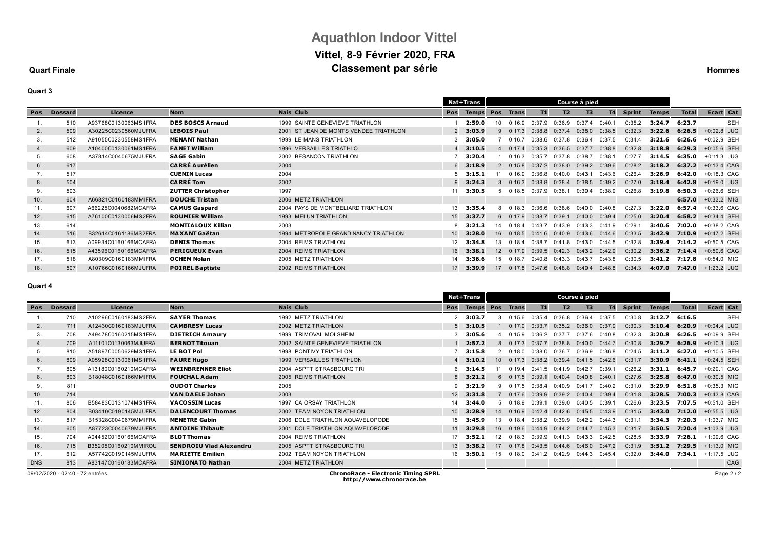# Aquathlon Indoor Vittel

## Vittel, 8-9 Février 2020, FRA

## Classement par série

**Quart Finale** — **Hommes**

### Quart 3

| | | | | | | Nat+Trans | | Course à pied | | | | | | | | | | |
|---|---|---|---|---|---|---|---|---|---|---|---|---|---|---|---|---|---|---|
| Pos | Dossard | Licence | Nom | Nais | Club | Pos | Temps | Pos | Trans | T1 | T2 | T3 | T4 | Sprint | Temps | Total | Ecart | Cat |
| 1. | 510 | A93768C0130063MS1FRA | DES BOSCS Arnaud | 1999 | SAINTE GENEVIEVE TRIATHLON | 1 | 2:59.0 | 10 | 0:16.9 | 0:37.9 | 0:36.9 | 0:37.4 | 0:40.1 | 0:35.2 | 3:24.7 | 6:23.7 | | SEH |
| 2. | 509 | A30225C0230560MJUFRA | LEBOIS Paul | 2001 | ST JEAN DE MONTS VENDEE TRIATHLON | 2 | 3:03.9 | 9 | 0:17.3 | 0:38.8 | 0:37.4 | 0:38.0 | 0:38.5 | 0:32.3 | 3:22.6 | 6:26.5 | +0:02.8 | JUG |
| 3. | 512 | A91055C0230558MS1FRA | MENANT Nathan | 1999 | LE MANS TRIATHLON | 3 | 3:05.0 | 7 | 0:16.7 | 0:38.6 | 0:37.8 | 0:36.4 | 0:37.5 | 0:34.4 | 3:21.6 | 6:26.6 | +0:02.9 | SEH |
| 4. | 609 | A10400C0130061MS1FRA | FANET William | 1996 | VERSAILLES TRIATHLO | 4 | 3:10.5 | 4 | 0:17.4 | 0:35.3 | 0:36.5 | 0:37.7 | 0:38.8 | 0:32.8 | 3:18.8 | 6:29.3 | +0:05.6 | SEH |
| 5. | 608 | A37814C0040675MJUFRA | SAGE Gabin | 2002 | BESANCON TRIATHLON | 7 | 3:20.4 | 1 | 0:16.3 | 0:35.7 | 0:37.8 | 0:38.7 | 0:38.1 | 0:27.7 | 3:14.5 | 6:35.0 | +0:11.3 | JUG |
| 6. | 617 | | CARRÉ Aurélien | 2004 | | 6 | 3:18.9 | 2 | 0:15.8 | 0:37.2 | 0:38.0 | 0:39.2 | 0:39.6 | 0:28.2 | 3:18.2 | 6:37.2 | +0:13.4 | CAG |
| 7. | 517 | | CUENIN Lucas | 2004 | | 5 | 3:15.1 | 11 | 0:16.9 | 0:36.8 | 0:40.0 | 0:43.1 | 0:43.6 | 0:26.4 | 3:26.9 | 6:42.0 | +0:18.3 | CAG |
| 8. | 504 | | CARRÉ Tom | 2002 | | 9 | 3:24.3 | 3 | 0:16.3 | 0:38.8 | 0:38.4 | 0:38.5 | 0:39.2 | 0:27.0 | 3:18.4 | 6:42.8 | +0:19.0 | JUG |
| 9. | 503 | | ZUTTER Christopher | 1997 | | 11 | 3:30.5 | 5 | 0:18.5 | 0:37.9 | 0:38.1 | 0:39.4 | 0:38.9 | 0:26.8 | 3:19.8 | 6:50.3 | +0:26.6 | SEH |
| 10. | 604 | A66821C0160183MMIFRA | DOUCHE Tristan | 2006 | METZ TRIATHLON | | | | | | | | | | | 6:57.0 | +0:33.2 | MIG |
| 11. | 607 | A66225C0040682MCAFRA | CAMUS Gaspard | 2004 | PAYS DE MONTBELIARD TRIATHLON | 13 | 3:35.4 | 8 | 0:18.3 | 0:36.6 | 0:38.6 | 0:40.0 | 0:40.8 | 0:27.3 | 3:22.0 | 6:57.4 | +0:33.6 | CAG |
| 12. | 615 | A76100C0130006MS2FRA | ROUMIER William | 1993 | MELUN TRIATHLON | 15 | 3:37.7 | 6 | 0:17.9 | 0:38.7 | 0:39.1 | 0:40.0 | 0:39.4 | 0:25.0 | 3:20.4 | 6:58.2 | +0:34.4 | SEH |
| 13. | 614 | | MONTIALOUX Killian | 2003 | | 8 | 3:21.3 | 14 | 0:18.4 | 0:43.7 | 0:43.9 | 0:43.3 | 0:41.9 | 0:29.1 | 3:40.6 | 7:02.0 | +0:38.2 | CAG |
| 14. | 516 | B32614C0161186MS2FRA | MAXANT Gaëtan | 1994 | METROPOLE GRAND NANCY TRIATHLON | 10 | 3:28.0 | 16 | 0:18.5 | 0:41.6 | 0:40.9 | 0:43.6 | 0:44.6 | 0:33.5 | 3:42.9 | 7:10.9 | +0:47.2 | SEH |
| 15. | 613 | A09934C0160166MCAFRA | DENIS Thomas | 2004 | REIMS TRIATHLON | 12 | 3:34.8 | 13 | 0:18.4 | 0:38.7 | 0:41.8 | 0:43.0 | 0:44.5 | 0:32.8 | 3:39.4 | 7:14.2 | +0:50.5 | CAG |
| 16. | 515 | A43596C0160166MCAFRA | PERIGUEUX Evan | 2004 | REIMS TRIATHLON | 16 | 3:38.1 | 12 | 0:17.9 | 0:39.5 | 0:42.3 | 0:43.2 | 0:42.9 | 0:30.2 | 3:36.2 | 7:14.4 | +0:50.6 | CAG |
| 17. | 518 | A80309C0160183MMIFRA | OCHEM Nolan | 2005 | METZ TRIATHLON | 14 | 3:36.6 | 15 | 0:18.7 | 0:40.8 | 0:43.3 | 0:43.7 | 0:43.8 | 0:30.5 | 3:41.2 | 7:17.8 | +0:54.0 | MIG |
| 18. | 507 | A10766C0160166MJUFRA | POIREL Baptiste | 2002 | REIMS TRIATHLON | 17 | 3:39.9 | 17 | 0:17.8 | 0:47.6 | 0:48.8 | 0:49.4 | 0:48.8 | 0:34.3 | 4:07.0 | 7:47.0 | +1:23.2 | JUG |

### Quart 4

| | | | | | | Nat+Trans | | Course à pied | | | | | | | | | | |
|---|---|---|---|---|---|---|---|---|---|---|---|---|---|---|---|---|---|---|
| Pos | Dossard | Licence | Nom | Nais | Club | Pos | Temps | Pos | Trans | T1 | T2 | T3 | T4 | Sprint | Temps | Total | Ecart | Cat |
| 1. | 710 | A10296C0160183MS2FRA | SAYER Thomas | 1992 | METZ TRIATHLON | 2 | 3:03.7 | 3 | 0:15.6 | 0:35.4 | 0:36.8 | 0:36.4 | 0:37.5 | 0:30.8 | 3:12.7 | 6:16.5 | | SEH |
| 2. | 711 | A12430C0160183MJUFRA | CAMBRESY Lucas | 2002 | METZ TRIATHLON | 5 | 3:10.5 | 1 | 0:17.0 | 0:33.7 | 0:35.2 | 0:36.0 | 0:37.9 | 0:30.3 | 3:10.4 | 6:20.9 | +0:04.4 | JUG |
| 3. | 708 | A49478C0160215MS1FRA | DIETRICH Amaury | 1999 | TRIMOVAL MOLSHEIM | 3 | 3:05.6 | 4 | 0:15.9 | 0:36.2 | 0:37.7 | 0:37.6 | 0:40.8 | 0:32.3 | 3:20.8 | 6:26.5 | +0:09.9 | SEH |
| 4. | 709 | A11101C0130063MJUFRA | BERNOT Titouan | 2002 | SAINTE GENEVIEVE TRIATHLON | 1 | 2:57.2 | 8 | 0:17.3 | 0:37.7 | 0:38.8 | 0:40.0 | 0:44.7 | 0:30.8 | 3:29.7 | 6:26.9 | +0:10.3 | JUG |
| 5. | 810 | A51897C0050629MS1FRA | LE BOT Pol | 1998 | PONTIVY TRIATHLON | 7 | 3:15.8 | 2 | 0:18.0 | 0:38.0 | 0:36.7 | 0:36.9 | 0:36.8 | 0:24.5 | 3:11.2 | 6:27.0 | +0:10.5 | SEH |
| 6. | 809 | A05928C0130061MS1FRA | FAURE Hugo | 1999 | VERSAILLES TRIATHLO | 4 | 3:10.2 | 10 | 0:17.3 | 0:38.2 | 0:39.4 | 0:41.5 | 0:42.6 | 0:31.7 | 3:30.9 | 6:41.1 | +0:24.5 | SEH |
| 7. | 805 | A13180C0160210MCAFRA | WEINBRENNER Eliot | 2004 | ASPTT STRASBOURG TRI | 6 | 3:14.5 | 11 | 0:19.4 | 0:41.5 | 0:41.9 | 0:42.7 | 0:39.1 | 0:26.2 | 3:31.1 | 6:45.7 | +0:29.1 | CAG |
| 8. | 803 | B18048C0160166MMIFRA | FOUCHAL Adam | 2005 | REIMS TRIATHLON | 8 | 3:21.2 | 6 | 0:17.5 | 0:39.1 | 0:40.4 | 0:40.8 | 0:40.1 | 0:27.6 | 3:25.8 | 6:47.0 | +0:30.5 | MIG |
| 9. | 811 | | OUDOT Charles | 2005 | | 9 | 3:21.9 | 9 | 0:17.5 | 0:38.4 | 0:40.9 | 0:41.7 | 0:40.2 | 0:31.0 | 3:29.9 | 6:51.8 | +0:35.3 | MIG |
| 10. | 714 | | VAN DAELE Johan | 2003 | | 12 | 3:31.8 | 7 | 0:17.6 | 0:39.9 | 0:39.2 | 0:40.4 | 0:39.4 | 0:31.8 | 3:28.5 | 7:00.3 | +0:43.8 | CAG |
| 11. | 806 | B58483C0131074MS1FRA | VACOSSIN Lucas | 1997 | CA ORSAY TRIATHLON | 14 | 3:44.0 | 5 | 0:18.9 | 0:39.1 | 0:39.0 | 0:40.5 | 0:39.1 | 0:26.6 | 3:23.5 | 7:07.5 | +0:51.0 | SEH |
| 12. | 804 | B03410C0190145MJUFRA | DALENCOURT Thomas | 2002 | TEAM NOYON TRIATHLON | 10 | 3:28.9 | 14 | 0:16.9 | 0:42.4 | 0:42.6 | 0:45.5 | 0:43.9 | 0:31.5 | 3:43.0 | 7:12.0 | +0:55.5 | JUG |
| 13. | 817 | B15328C0040679MMIFRA | MENETRE Gabin | 2006 | DOLE TRIATHLON AQUAVELOPODE | 15 | 3:45.9 | 13 | 0:18.4 | 0:38.2 | 0:39.9 | 0:42.2 | 0:44.3 | 0:31.1 | 3:34.3 | 7:20.3 | +1:03.7 | MIG |
| 14. | 605 | A87723C0040679MJUFRA | ANTOINE Thibault | 2001 | DOLE TRIATHLON AQUAVELOPODE | 11 | 3:29.8 | 16 | 0:19.6 | 0:44.9 | 0:44.2 | 0:44.7 | 0:45.3 | 0:31.7 | 3:50.5 | 7:20.4 | +1:03.9 | JUG |
| 15. | 704 | A04452C0160166MCAFRA | BLOT Thomas | 2004 | REIMS TRIATHLON | 17 | 3:52.1 | 12 | 0:18.3 | 0:39.9 | 0:41.3 | 0:43.3 | 0:42.3 | 0:28.5 | 3:33.9 | 7:26.1 | +1:09.6 | CAG |
| 16. | 715 | B35205C0160210MMIROU | SENDROIU Vlad Alexandru | 2005 | ASPTT STRASBOURG TRI | 13 | 3:38.2 | 17 | 0:17.8 | 0:43.5 | 0:44.6 | 0:46.0 | 0:47.2 | 0:31.9 | 3:51.2 | 7:29.5 | +1:13.0 | MIG |
| 17. | 612 | A57742C0190145MJUFRA | MARIETTE Emilien | 2002 | TEAM NOYON TRIATHLON | 16 | 3:50.1 | 15 | 0:18.0 | 0:41.2 | 0:42.9 | 0:44.3 | 0:45.4 | 0:32.0 | 3:44.0 | 7:34.1 | +1:17.5 | JUG |
| DNS | 813 | A83147C0160183MCAFRA | SIMIONATO Nathan | 2004 | METZ TRIATHLON | | | | | | | | | | | | | CAG |

09/02/2020 - 02:40 - 72 entrées

**ChronoRace - Electronic Timing SPRL**
http://www.chronorace.be